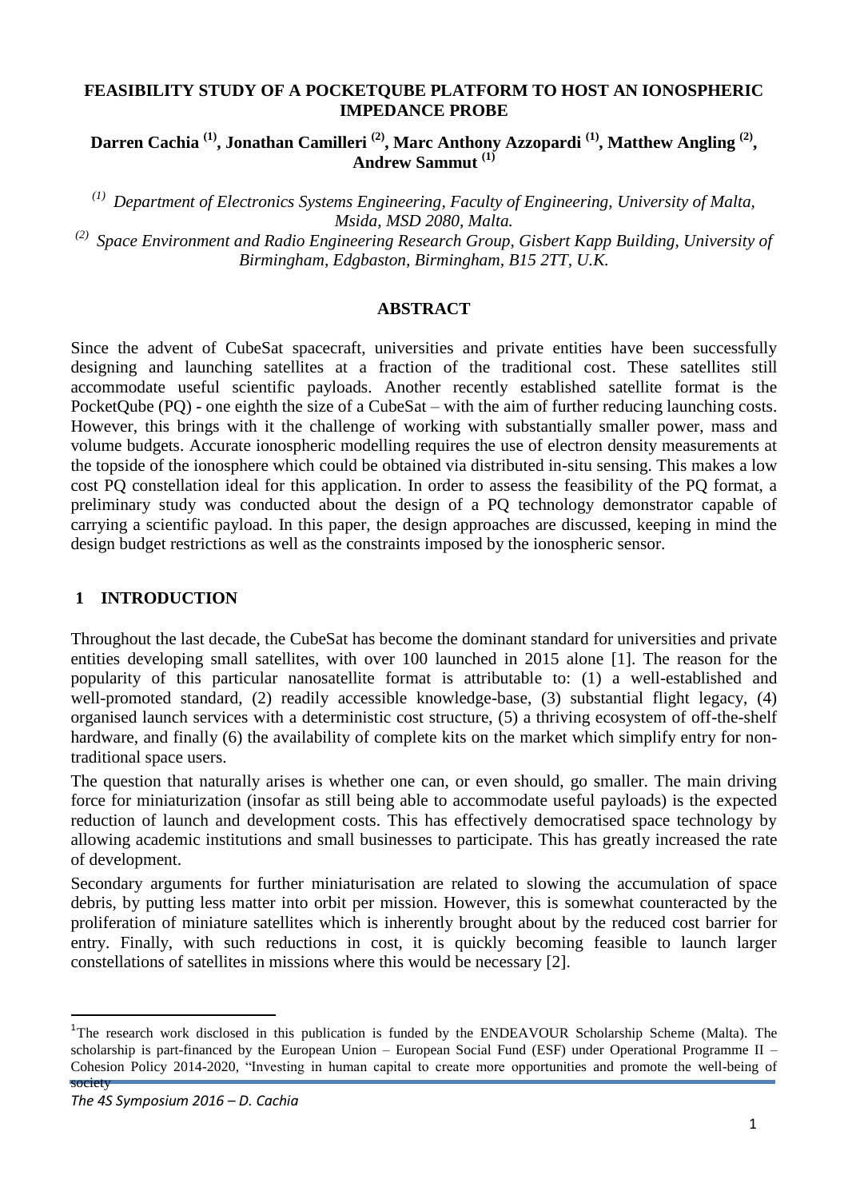# FEASIBILITY STUDY OF A POCKETQUBE PLATFORM TO HOST AN IONOSPHERIC IMPEDANCE PROBE

**Darren Cachia (1), Jonathan Camilleri (2), Marc Anthony Azzopardi (1), Matthew Angling (2), Andrew Sammut (1)**

*(1) Department of Electronics Systems Engineering, Faculty of Engineering, University of Malta, Msida, MSD 2080, Malta.*

*(2) Space Environment and Radio Engineering Research Group, Gisbert Kapp Building, University of Birmingham, Edgbaston, Birmingham, B15 2TT, U.K.*

## ABSTRACT

Since the advent of CubeSat spacecraft, universities and private entities have been successfully designing and launching satellites at a fraction of the traditional cost. These satellites still accommodate useful scientific payloads. Another recently established satellite format is the PocketQube (PQ) - one eighth the size of a CubeSat – with the aim of further reducing launching costs. However, this brings with it the challenge of working with substantially smaller power, mass and volume budgets. Accurate ionospheric modelling requires the use of electron density measurements at the topside of the ionosphere which could be obtained via distributed in-situ sensing. This makes a low cost PQ constellation ideal for this application. In order to assess the feasibility of the PQ format, a preliminary study was conducted about the design of a PQ technology demonstrator capable of carrying a scientific payload. In this paper, the design approaches are discussed, keeping in mind the design budget restrictions as well as the constraints imposed by the ionospheric sensor.

## 1 INTRODUCTION

Throughout the last decade, the CubeSat has become the dominant standard for universities and private entities developing small satellites, with over 100 launched in 2015 alone [1]. The reason for the popularity of this particular nanosatellite format is attributable to: (1) a well-established and well-promoted standard, (2) readily accessible knowledge-base, (3) substantial flight legacy, (4) organised launch services with a deterministic cost structure, (5) a thriving ecosystem of off-the-shelf hardware, and finally (6) the availability of complete kits on the market which simplify entry for non-traditional space users.

The question that naturally arises is whether one can, or even should, go smaller. The main driving force for miniaturization (insofar as still being able to accommodate useful payloads) is the expected reduction of launch and development costs. This has effectively democratised space technology by allowing academic institutions and small businesses to participate. This has greatly increased the rate of development.

Secondary arguments for further miniaturisation are related to slowing the accumulation of space debris, by putting less matter into orbit per mission. However, this is somewhat counteracted by the proliferation of miniature satellites which is inherently brought about by the reduced cost barrier for entry. Finally, with such reductions in cost, it is quickly becoming feasible to launch larger constellations of satellites in missions where this would be necessary [2].

[1] The research work disclosed in this publication is funded by the ENDEAVOUR Scholarship Scheme (Malta). The scholarship is part-financed by the European Union – European Social Fund (ESF) under Operational Programme II – Cohesion Policy 2014-2020, "Investing in human capital to create more opportunities and promote the well-being of society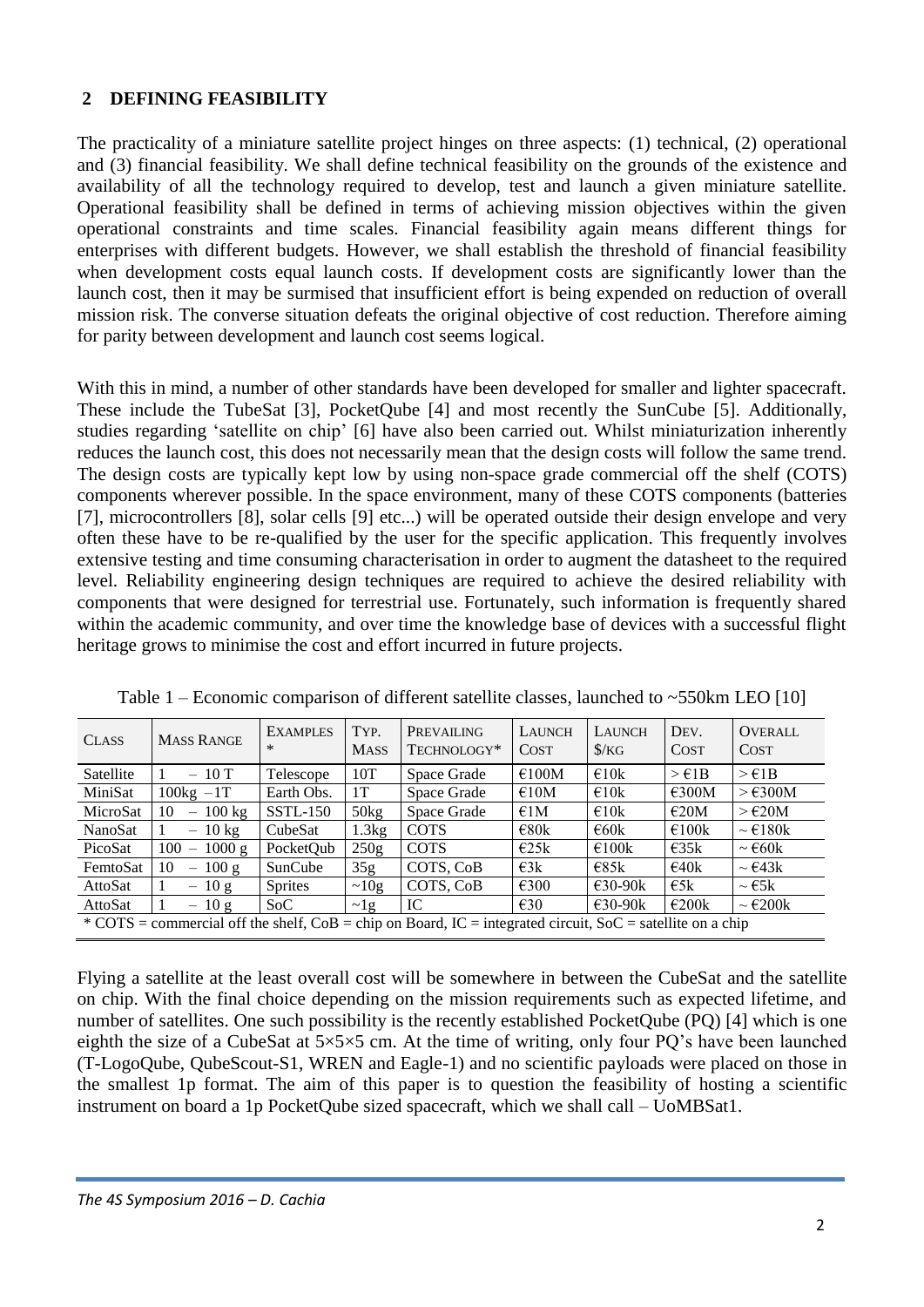## 2 DEFINING FEASIBILITY

The practicality of a miniature satellite project hinges on three aspects: (1) technical, (2) operational and (3) financial feasibility. We shall define technical feasibility on the grounds of the existence and availability of all the technology required to develop, test and launch a given miniature satellite. Operational feasibility shall be defined in terms of achieving mission objectives within the given operational constraints and time scales. Financial feasibility again means different things for enterprises with different budgets. However, we shall establish the threshold of financial feasibility when development costs equal launch costs. If development costs are significantly lower than the launch cost, then it may be surmised that insufficient effort is being expended on reduction of overall mission risk. The converse situation defeats the original objective of cost reduction. Therefore aiming for parity between development and launch cost seems logical.

With this in mind, a number of other standards have been developed for smaller and lighter spacecraft. These include the TubeSat [3], PocketQube [4] and most recently the SunCube [5]. Additionally, studies regarding 'satellite on chip' [6] have also been carried out. Whilst miniaturization inherently reduces the launch cost, this does not necessarily mean that the design costs will follow the same trend. The design costs are typically kept low by using non-space grade commercial off the shelf (COTS) components wherever possible. In the space environment, many of these COTS components (batteries [7], microcontrollers [8], solar cells [9] etc...) will be operated outside their design envelope and very often these have to be re-qualified by the user for the specific application. This frequently involves extensive testing and time consuming characterisation in order to augment the datasheet to the required level. Reliability engineering design techniques are required to achieve the desired reliability with components that were designed for terrestrial use. Fortunately, such information is frequently shared within the academic community, and over time the knowledge base of devices with a successful flight heritage grows to minimise the cost and effort incurred in future projects.

Table 1 – Economic comparison of different satellite classes, launched to ~550km LEO [10]

| CLASS | MASS RANGE | EXAMPLES * | TYP. MASS | PREVAILING TECHNOLOGY* | LAUNCH COST | LAUNCH $/KG | DEV. COST | OVERALL COST |
|---|---|---|---|---|---|---|---|---|
| Satellite | 1 – 10 T | Telescope | 10T | Space Grade | €100M | €10k | > €1B | > €1B |
| MiniSat | 100kg – 1T | Earth Obs. | 1T | Space Grade | €10M | €10k | €300M | > €300M |
| MicroSat | 10 – 100 kg | SSTL-150 | 50kg | Space Grade | €1M | €10k | €20M | > €20M |
| NanoSat | 1 – 10 kg | CubeSat | 1.3kg | COTS | €80k | €60k | €100k | ~ €180k |
| PicoSat | 100 – 1000 g | PocketQub | 250g | COTS | €25k | €100k | €35k | ~ €60k |
| FemtoSat | 10 – 100 g | SunCube | 35g | COTS, CoB | €3k | €85k | €40k | ~ €43k |
| AttoSat | 1 – 10 g | Sprites | ~10g | COTS, CoB | €300 | €30-90k | €5k | ~ €5k |
| AttoSat | 1 – 10 g | SoC | ~1g | IC | €30 | €30-90k | €200k | ~ €200k |

\* COTS = commercial off the shelf, CoB = chip on Board, IC = integrated circuit, SoC = satellite on a chip

Flying a satellite at the least overall cost will be somewhere in between the CubeSat and the satellite on chip. With the final choice depending on the mission requirements such as expected lifetime, and number of satellites. One such possibility is the recently established PocketQube (PQ) [4] which is one eighth the size of a CubeSat at 5×5×5 cm. At the time of writing, only four PQ's have been launched (T-LogoQube, QubeScout-S1, WREN and Eagle-1) and no scientific payloads were placed on those in the smallest 1p format. The aim of this paper is to question the feasibility of hosting a scientific instrument on board a 1p PocketQube sized spacecraft, which we shall call – UoMBSat1.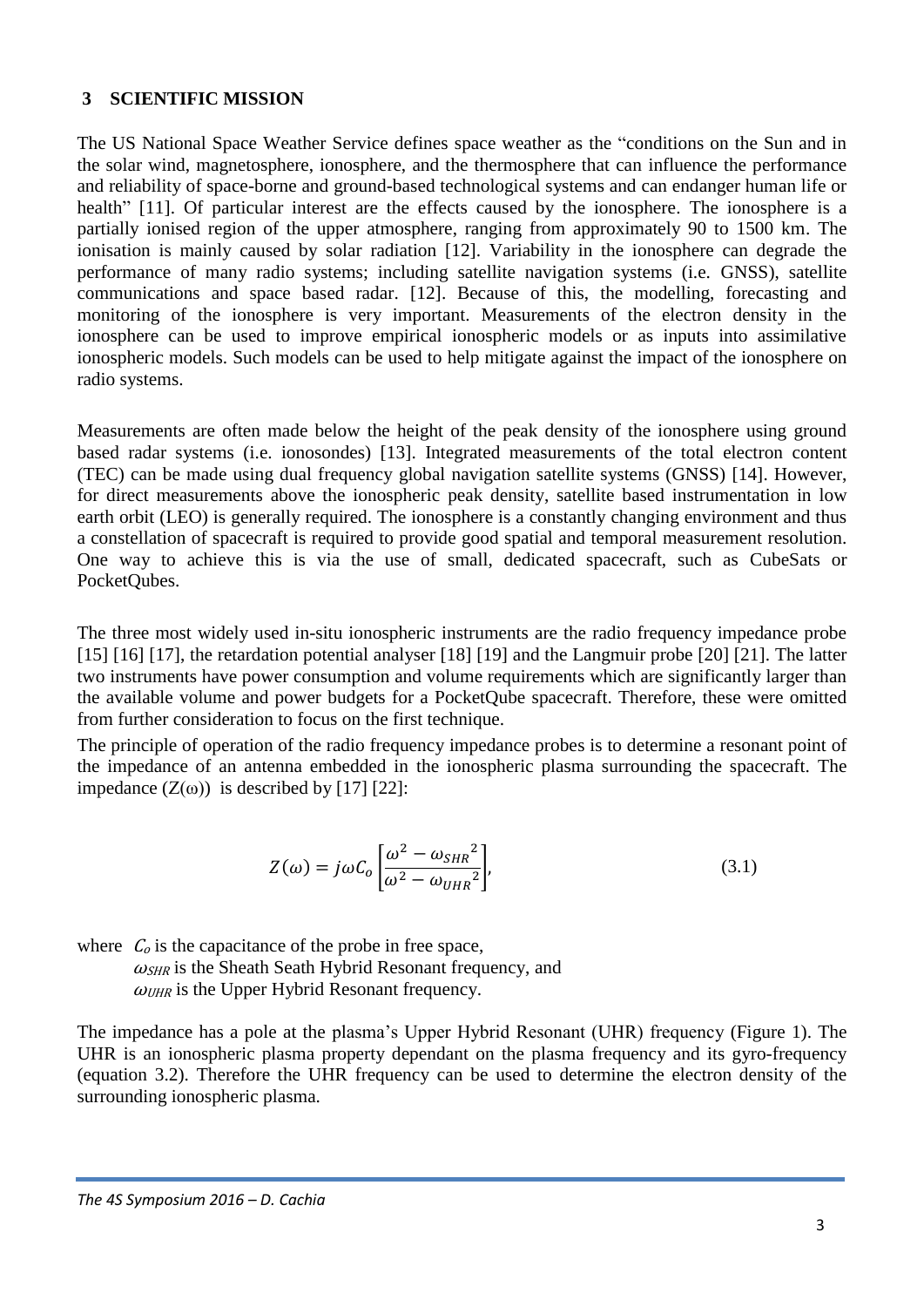## 3 SCIENTIFIC MISSION

The US National Space Weather Service defines space weather as the "conditions on the Sun and in the solar wind, magnetosphere, ionosphere, and the thermosphere that can influence the performance and reliability of space-borne and ground-based technological systems and can endanger human life or health" [11]. Of particular interest are the effects caused by the ionosphere. The ionosphere is a partially ionised region of the upper atmosphere, ranging from approximately 90 to 1500 km. The ionisation is mainly caused by solar radiation [12]. Variability in the ionosphere can degrade the performance of many radio systems; including satellite navigation systems (i.e. GNSS), satellite communications and space based radar. [12]. Because of this, the modelling, forecasting and monitoring of the ionosphere is very important. Measurements of the electron density in the ionosphere can be used to improve empirical ionospheric models or as inputs into assimilative ionospheric models. Such models can be used to help mitigate against the impact of the ionosphere on radio systems.

Measurements are often made below the height of the peak density of the ionosphere using ground based radar systems (i.e. ionosondes) [13]. Integrated measurements of the total electron content (TEC) can be made using dual frequency global navigation satellite systems (GNSS) [14]. However, for direct measurements above the ionospheric peak density, satellite based instrumentation in low earth orbit (LEO) is generally required. The ionosphere is a constantly changing environment and thus a constellation of spacecraft is required to provide good spatial and temporal measurement resolution. One way to achieve this is via the use of small, dedicated spacecraft, such as CubeSats or PocketQubes.

The three most widely used in-situ ionospheric instruments are the radio frequency impedance probe [15] [16] [17], the retardation potential analyser [18] [19] and the Langmuir probe [20] [21]. The latter two instruments have power consumption and volume requirements which are significantly larger than the available volume and power budgets for a PocketQube spacecraft. Therefore, these were omitted from further consideration to focus on the first technique.

The principle of operation of the radio frequency impedance probes is to determine a resonant point of the impedance of an antenna embedded in the ionospheric plasma surrounding the spacecraft. The impedance ($Z(\omega)$) is described by [17] [22]:

$$Z(\omega) = j\omega C_o \left[\frac{\omega^2 - {\omega_{SHR}}^2}{\omega^2 - {\omega_{UHR}}^2}\right], \tag{3.1}$$

where $C_o$ is the capacitance of the probe in free space,
$\omega_{SHR}$ is the Sheath Seath Hybrid Resonant frequency, and
$\omega_{UHR}$ is the Upper Hybrid Resonant frequency.

The impedance has a pole at the plasma's Upper Hybrid Resonant (UHR) frequency (Figure 1). The UHR is an ionospheric plasma property dependant on the plasma frequency and its gyro-frequency (equation 3.2). Therefore the UHR frequency can be used to determine the electron density of the surrounding ionospheric plasma.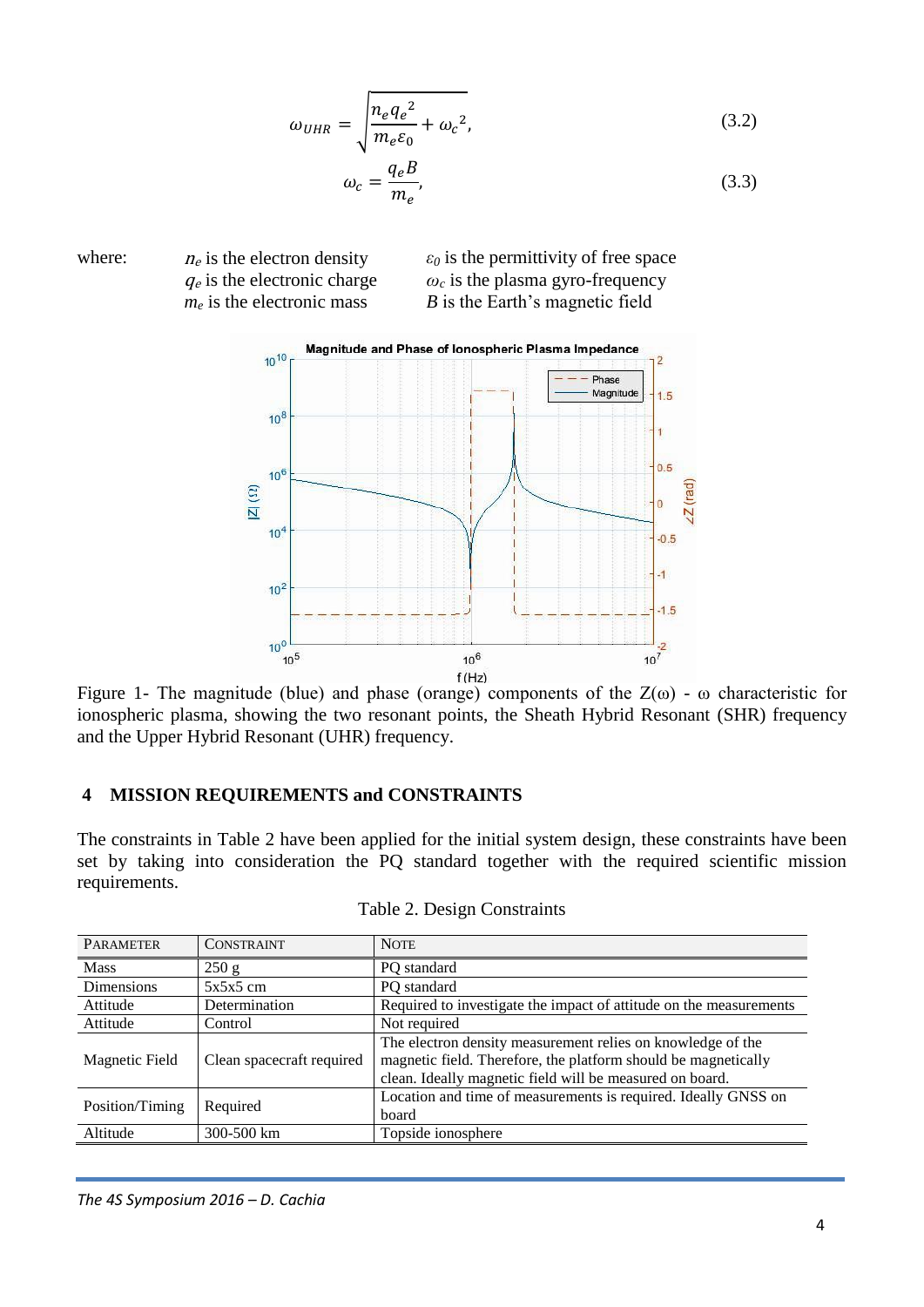$$\omega_{UHR} = \sqrt{\frac{n_e q_e^{\,2}}{m_e \varepsilon_0} + \omega_c^{\,2}}, \tag{3.2}$$

$$\omega_c = \frac{q_e B}{m_e}, \tag{3.3}$$

where:
- $n_e$ is the electron density
- $q_e$ is the electronic charge
- $m_e$ is the electronic mass
- $\varepsilon_0$ is the permittivity of free space
- $\omega_c$ is the plasma gyro-frequency
- $B$ is the Earth's magnetic field

Figure 1- The magnitude (blue) and phase (orange) components of the $Z(\omega)$ - $\omega$ characteristic for ionospheric plasma, showing the two resonant points, the Sheath Hybrid Resonant (SHR) frequency and the Upper Hybrid Resonant (UHR) frequency.

## 4 MISSION REQUIREMENTS and CONSTRAINTS

The constraints in Table 2 have been applied for the initial system design, these constraints have been set by taking into consideration the PQ standard together with the required scientific mission requirements.

Table 2. Design Constraints

| PARAMETER | CONSTRAINT | NOTE |
|---|---|---|
| Mass | 250 g | PQ standard |
| Dimensions | 5x5x5 cm | PQ standard |
| Attitude | Determination | Required to investigate the impact of attitude on the measurements |
| Attitude | Control | Not required |
| Magnetic Field | Clean spacecraft required | The electron density measurement relies on knowledge of the magnetic field. Therefore, the platform should be magnetically clean. Ideally magnetic field will be measured on board. |
| Position/Timing | Required | Location and time of measurements is required. Ideally GNSS on board |
| Altitude | 300-500 km | Topside ionosphere |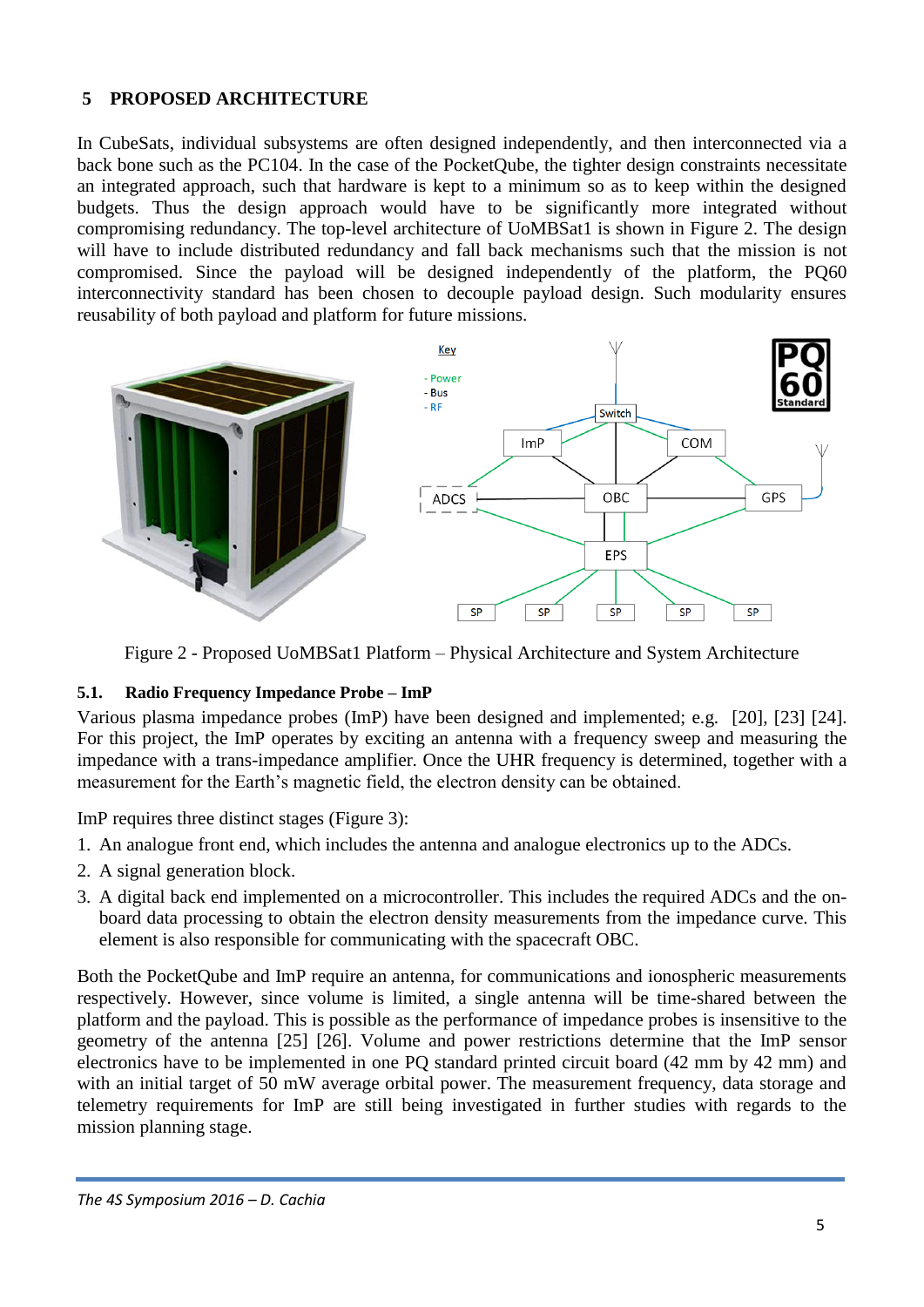## 5 PROPOSED ARCHITECTURE

In CubeSats, individual subsystems are often designed independently, and then interconnected via a back bone such as the PC104. In the case of the PocketQube, the tighter design constraints necessitate an integrated approach, such that hardware is kept to a minimum so as to keep within the designed budgets. Thus the design approach would have to be significantly more integrated without compromising redundancy. The top-level architecture of UoMBSat1 is shown in Figure 2. The design will have to include distributed redundancy and fall back mechanisms such that the mission is not compromised. Since the payload will be designed independently of the platform, the PQ60 interconnectivity standard has been chosen to decouple payload design. Such modularity ensures reusability of both payload and platform for future missions.

Figure 2 - Proposed UoMBSat1 Platform – Physical Architecture and System Architecture

### 5.1. Radio Frequency Impedance Probe – ImP

Various plasma impedance probes (ImP) have been designed and implemented; e.g. [20], [23] [24]. For this project, the ImP operates by exciting an antenna with a frequency sweep and measuring the impedance with a trans-impedance amplifier. Once the UHR frequency is determined, together with a measurement for the Earth's magnetic field, the electron density can be obtained.

ImP requires three distinct stages (Figure 3):

1. An analogue front end, which includes the antenna and analogue electronics up to the ADCs.
2. A signal generation block.
3. A digital back end implemented on a microcontroller. This includes the required ADCs and the on-board data processing to obtain the electron density measurements from the impedance curve. This element is also responsible for communicating with the spacecraft OBC.

Both the PocketQube and ImP require an antenna, for communications and ionospheric measurements respectively. However, since volume is limited, a single antenna will be time-shared between the platform and the payload. This is possible as the performance of impedance probes is insensitive to the geometry of the antenna [25] [26]. Volume and power restrictions determine that the ImP sensor electronics have to be implemented in one PQ standard printed circuit board (42 mm by 42 mm) and with an initial target of 50 mW average orbital power. The measurement frequency, data storage and telemetry requirements for ImP are still being investigated in further studies with regards to the mission planning stage.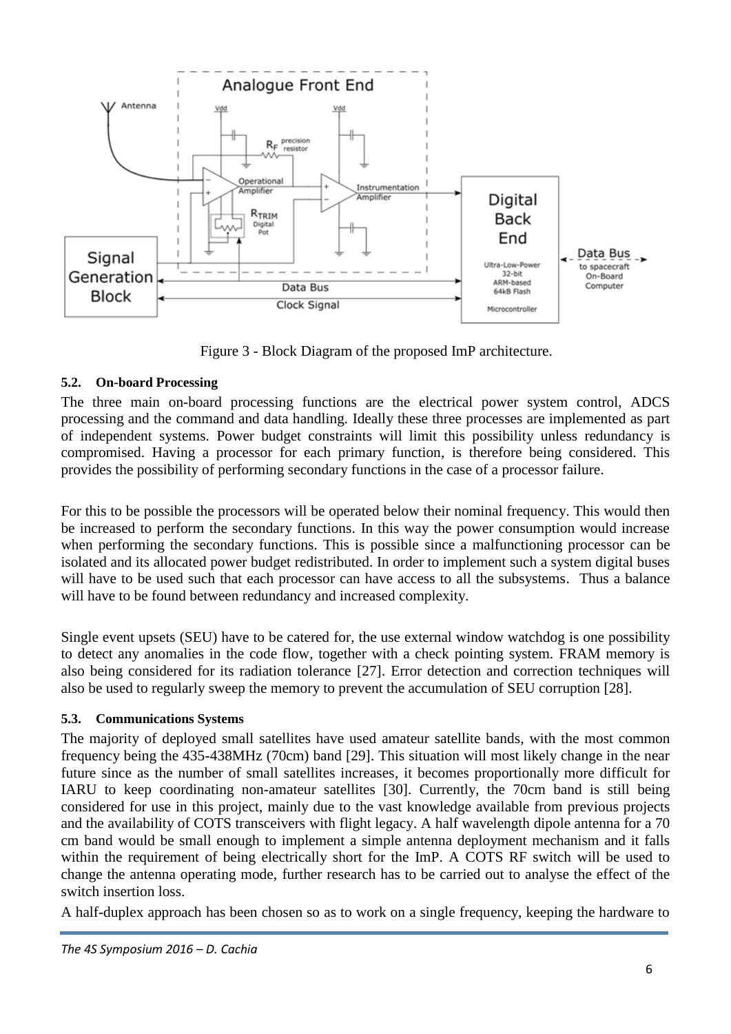Figure 3 - Block Diagram of the proposed ImP architecture.

### 5.2. On-board Processing

The three main on-board processing functions are the electrical power system control, ADCS processing and the command and data handling. Ideally these three processes are implemented as part of independent systems. Power budget constraints will limit this possibility unless redundancy is compromised. Having a processor for each primary function, is therefore being considered. This provides the possibility of performing secondary functions in the case of a processor failure.

For this to be possible the processors will be operated below their nominal frequency. This would then be increased to perform the secondary functions. In this way the power consumption would increase when performing the secondary functions. This is possible since a malfunctioning processor can be isolated and its allocated power budget redistributed. In order to implement such a system digital buses will have to be used such that each processor can have access to all the subsystems. Thus a balance will have to be found between redundancy and increased complexity.

Single event upsets (SEU) have to be catered for, the use external window watchdog is one possibility to detect any anomalies in the code flow, together with a check pointing system. FRAM memory is also being considered for its radiation tolerance [27]. Error detection and correction techniques will also be used to regularly sweep the memory to prevent the accumulation of SEU corruption [28].

### 5.3. Communications Systems

The majority of deployed small satellites have used amateur satellite bands, with the most common frequency being the 435-438MHz (70cm) band [29]. This situation will most likely change in the near future since as the number of small satellites increases, it becomes proportionally more difficult for IARU to keep coordinating non-amateur satellites [30]. Currently, the 70cm band is still being considered for use in this project, mainly due to the vast knowledge available from previous projects and the availability of COTS transceivers with flight legacy. A half wavelength dipole antenna for a 70 cm band would be small enough to implement a simple antenna deployment mechanism and it falls within the requirement of being electrically short for the ImP. A COTS RF switch will be used to change the antenna operating mode, further research has to be carried out to analyse the effect of the switch insertion loss.

A half-duplex approach has been chosen so as to work on a single frequency, keeping the hardware to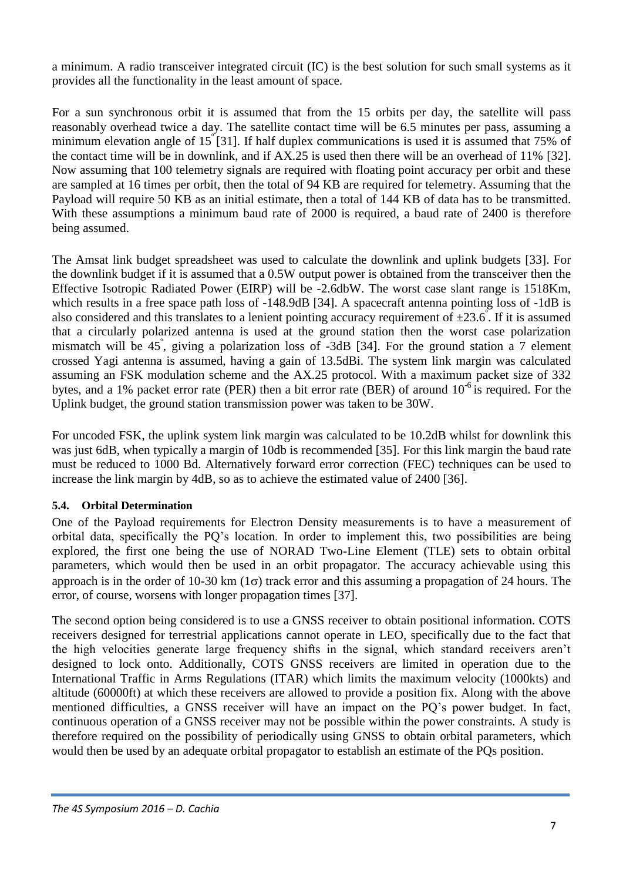a minimum. A radio transceiver integrated circuit (IC) is the best solution for such small systems as it provides all the functionality in the least amount of space.

For a sun synchronous orbit it is assumed that from the 15 orbits per day, the satellite will pass reasonably overhead twice a day. The satellite contact time will be 6.5 minutes per pass, assuming a minimum elevation angle of 15$^{\circ}$ [31]. If half duplex communications is used it is assumed that 75% of the contact time will be in downlink, and if AX.25 is used then there will be an overhead of 11% [32]. Now assuming that 100 telemetry signals are required with floating point accuracy per orbit and these are sampled at 16 times per orbit, then the total of 94 KB are required for telemetry. Assuming that the Payload will require 50 KB as an initial estimate, then a total of 144 KB of data has to be transmitted. With these assumptions a minimum baud rate of 2000 is required, a baud rate of 2400 is therefore being assumed.

The Amsat link budget spreadsheet was used to calculate the downlink and uplink budgets [33]. For the downlink budget if it is assumed that a 0.5W output power is obtained from the transceiver then the Effective Isotropic Radiated Power (EIRP) will be -2.6dbW. The worst case slant range is 1518Km, which results in a free space path loss of -148.9dB [34]. A spacecraft antenna pointing loss of -1dB is also considered and this translates to a lenient pointing accuracy requirement of ±23.6$^{\circ}$. If it is assumed that a circularly polarized antenna is used at the ground station then the worst case polarization mismatch will be 45$^{\circ}$, giving a polarization loss of -3dB [34]. For the ground station a 7 element crossed Yagi antenna is assumed, having a gain of 13.5dBi. The system link margin was calculated assuming an FSK modulation scheme and the AX.25 protocol. With a maximum packet size of 332 bytes, and a 1% packet error rate (PER) then a bit error rate (BER) of around $10^{-6}$ is required. For the Uplink budget, the ground station transmission power was taken to be 30W.

For uncoded FSK, the uplink system link margin was calculated to be 10.2dB whilst for downlink this was just 6dB, when typically a margin of 10db is recommended [35]. For this link margin the baud rate must be reduced to 1000 Bd. Alternatively forward error correction (FEC) techniques can be used to increase the link margin by 4dB, so as to achieve the estimated value of 2400 [36].

### 5.4. Orbital Determination

One of the Payload requirements for Electron Density measurements is to have a measurement of orbital data, specifically the PQ's location. In order to implement this, two possibilities are being explored, the first one being the use of NORAD Two-Line Element (TLE) sets to obtain orbital parameters, which would then be used in an orbit propagator. The accuracy achievable using this approach is in the order of 10-30 km (1$\sigma$) track error and this assuming a propagation of 24 hours. The error, of course, worsens with longer propagation times [37].

The second option being considered is to use a GNSS receiver to obtain positional information. COTS receivers designed for terrestrial applications cannot operate in LEO, specifically due to the fact that the high velocities generate large frequency shifts in the signal, which standard receivers aren't designed to lock onto. Additionally, COTS GNSS receivers are limited in operation due to the International Traffic in Arms Regulations (ITAR) which limits the maximum velocity (1000kts) and altitude (60000ft) at which these receivers are allowed to provide a position fix. Along with the above mentioned difficulties, a GNSS receiver will have an impact on the PQ's power budget. In fact, continuous operation of a GNSS receiver may not be possible within the power constraints. A study is therefore required on the possibility of periodically using GNSS to obtain orbital parameters, which would then be used by an adequate orbital propagator to establish an estimate of the PQs position.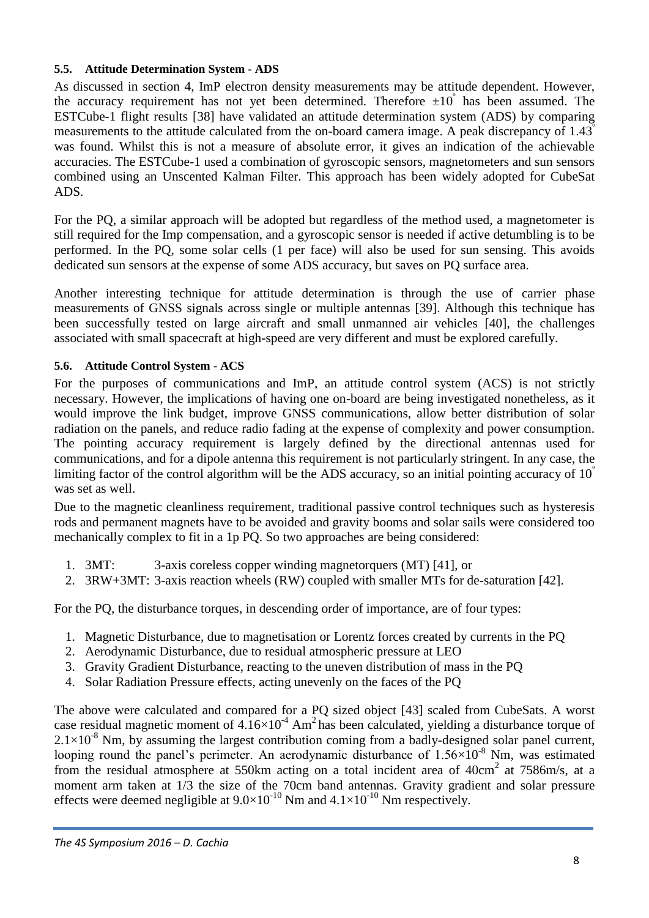### 5.5. Attitude Determination System - ADS

As discussed in section 4, ImP electron density measurements may be attitude dependent. However, the accuracy requirement has not yet been determined. Therefore $\pm 10^{\circ}$ has been assumed. The ESTCube-1 flight results [38] have validated an attitude determination system (ADS) by comparing measurements to the attitude calculated from the on-board camera image. A peak discrepancy of $1.43^{\circ}$ was found. Whilst this is not a measure of absolute error, it gives an indication of the achievable accuracies. The ESTCube-1 used a combination of gyroscopic sensors, magnetometers and sun sensors combined using an Unscented Kalman Filter. This approach has been widely adopted for CubeSat ADS.

For the PQ, a similar approach will be adopted but regardless of the method used, a magnetometer is still required for the Imp compensation, and a gyroscopic sensor is needed if active detumbling is to be performed. In the PQ, some solar cells (1 per face) will also be used for sun sensing. This avoids dedicated sun sensors at the expense of some ADS accuracy, but saves on PQ surface area.

Another interesting technique for attitude determination is through the use of carrier phase measurements of GNSS signals across single or multiple antennas [39]. Although this technique has been successfully tested on large aircraft and small unmanned air vehicles [40], the challenges associated with small spacecraft at high-speed are very different and must be explored carefully.

### 5.6. Attitude Control System - ACS

For the purposes of communications and ImP, an attitude control system (ACS) is not strictly necessary. However, the implications of having one on-board are being investigated nonetheless, as it would improve the link budget, improve GNSS communications, allow better distribution of solar radiation on the panels, and reduce radio fading at the expense of complexity and power consumption. The pointing accuracy requirement is largely defined by the directional antennas used for communications, and for a dipole antenna this requirement is not particularly stringent. In any case, the limiting factor of the control algorithm will be the ADS accuracy, so an initial pointing accuracy of $10^{\circ}$ was set as well.

Due to the magnetic cleanliness requirement, traditional passive control techniques such as hysteresis rods and permanent magnets have to be avoided and gravity booms and solar sails were considered too mechanically complex to fit in a 1p PQ. So two approaches are being considered:

1. 3MT: 3-axis coreless copper winding magnetorquers (MT) [41], or
2. 3RW+3MT: 3-axis reaction wheels (RW) coupled with smaller MTs for de-saturation [42].

For the PQ, the disturbance torques, in descending order of importance, are of four types:

1. Magnetic Disturbance, due to magnetisation or Lorentz forces created by currents in the PQ
2. Aerodynamic Disturbance, due to residual atmospheric pressure at LEO
3. Gravity Gradient Disturbance, reacting to the uneven distribution of mass in the PQ
4. Solar Radiation Pressure effects, acting unevenly on the faces of the PQ

The above were calculated and compared for a PQ sized object [43] scaled from CubeSats. A worst case residual magnetic moment of $4.16\times10^{-4}$ Am$^2$ has been calculated, yielding a disturbance torque of $2.1\times10^{-8}$ Nm, by assuming the largest contribution coming from a badly-designed solar panel current, looping round the panel's perimeter. An aerodynamic disturbance of $1.56\times10^{-8}$ Nm, was estimated from the residual atmosphere at 550km acting on a total incident area of 40cm$^2$ at 7586m/s, at a moment arm taken at 1/3 the size of the 70cm band antennas. Gravity gradient and solar pressure effects were deemed negligible at $9.0\times10^{-10}$ Nm and $4.1\times10^{-10}$ Nm respectively.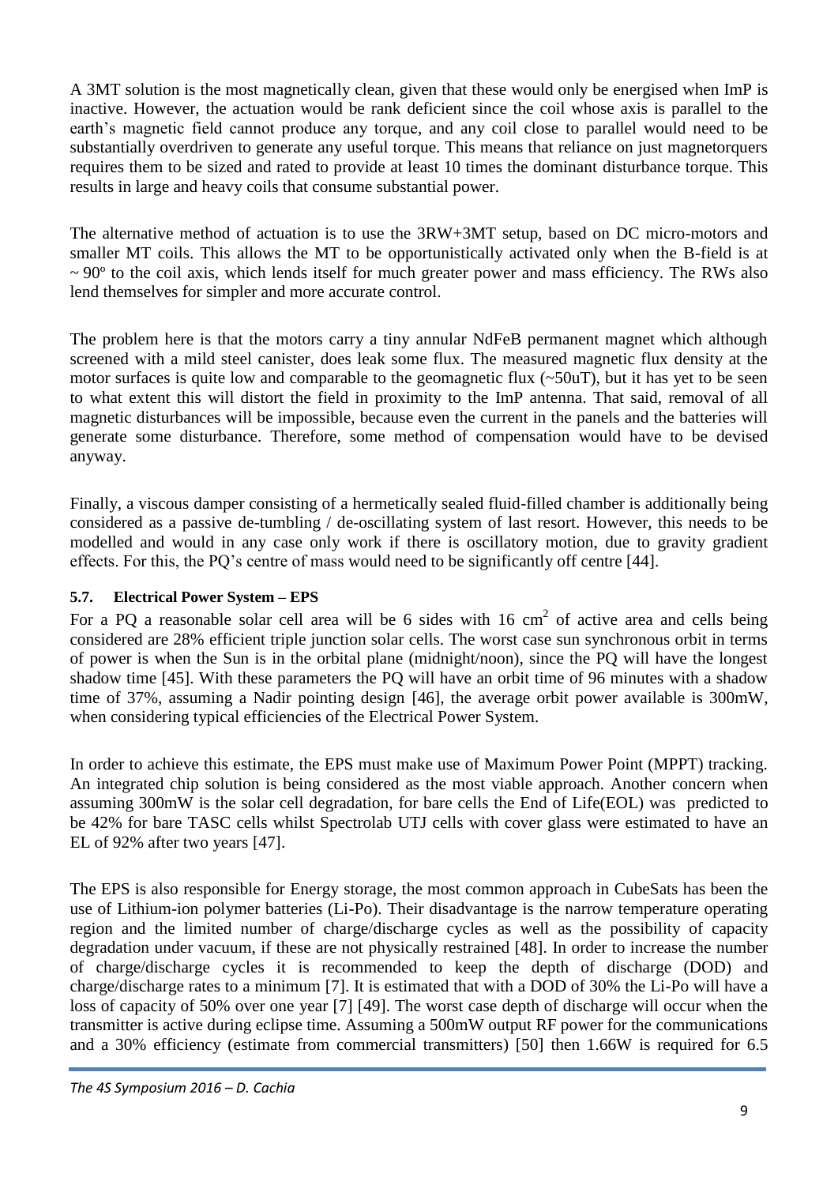A 3MT solution is the most magnetically clean, given that these would only be energised when ImP is inactive. However, the actuation would be rank deficient since the coil whose axis is parallel to the earth's magnetic field cannot produce any torque, and any coil close to parallel would need to be substantially overdriven to generate any useful torque. This means that reliance on just magnetorquers requires them to be sized and rated to provide at least 10 times the dominant disturbance torque. This results in large and heavy coils that consume substantial power.

The alternative method of actuation is to use the 3RW+3MT setup, based on DC micro-motors and smaller MT coils. This allows the MT to be opportunistically activated only when the B-field is at $\sim 90^o$ to the coil axis, which lends itself for much greater power and mass efficiency. The RWs also lend themselves for simpler and more accurate control.

The problem here is that the motors carry a tiny annular NdFeB permanent magnet which although screened with a mild steel canister, does leak some flux. The measured magnetic flux density at the motor surfaces is quite low and comparable to the geomagnetic flux (~50uT), but it has yet to be seen to what extent this will distort the field in proximity to the ImP antenna. That said, removal of all magnetic disturbances will be impossible, because even the current in the panels and the batteries will generate some disturbance. Therefore, some method of compensation would have to be devised anyway.

Finally, a viscous damper consisting of a hermetically sealed fluid-filled chamber is additionally being considered as a passive de-tumbling / de-oscillating system of last resort. However, this needs to be modelled and would in any case only work if there is oscillatory motion, due to gravity gradient effects. For this, the PQ's centre of mass would need to be significantly off centre [44].

### 5.7. Electrical Power System – EPS

For a PQ a reasonable solar cell area will be 6 sides with 16 $cm^2$ of active area and cells being considered are 28% efficient triple junction solar cells. The worst case sun synchronous orbit in terms of power is when the Sun is in the orbital plane (midnight/noon), since the PQ will have the longest shadow time [45]. With these parameters the PQ will have an orbit time of 96 minutes with a shadow time of 37%, assuming a Nadir pointing design [46], the average orbit power available is 300mW, when considering typical efficiencies of the Electrical Power System.

In order to achieve this estimate, the EPS must make use of Maximum Power Point (MPPT) tracking. An integrated chip solution is being considered as the most viable approach. Another concern when assuming 300mW is the solar cell degradation, for bare cells the End of Life(EOL) was predicted to be 42% for bare TASC cells whilst Spectrolab UTJ cells with cover glass were estimated to have an EL of 92% after two years [47].

The EPS is also responsible for Energy storage, the most common approach in CubeSats has been the use of Lithium-ion polymer batteries (Li-Po). Their disadvantage is the narrow temperature operating region and the limited number of charge/discharge cycles as well as the possibility of capacity degradation under vacuum, if these are not physically restrained [48]. In order to increase the number of charge/discharge cycles it is recommended to keep the depth of discharge (DOD) and charge/discharge rates to a minimum [7]. It is estimated that with a DOD of 30% the Li-Po will have a loss of capacity of 50% over one year [7] [49]. The worst case depth of discharge will occur when the transmitter is active during eclipse time. Assuming a 500mW output RF power for the communications and a 30% efficiency (estimate from commercial transmitters) [50] then 1.66W is required for 6.5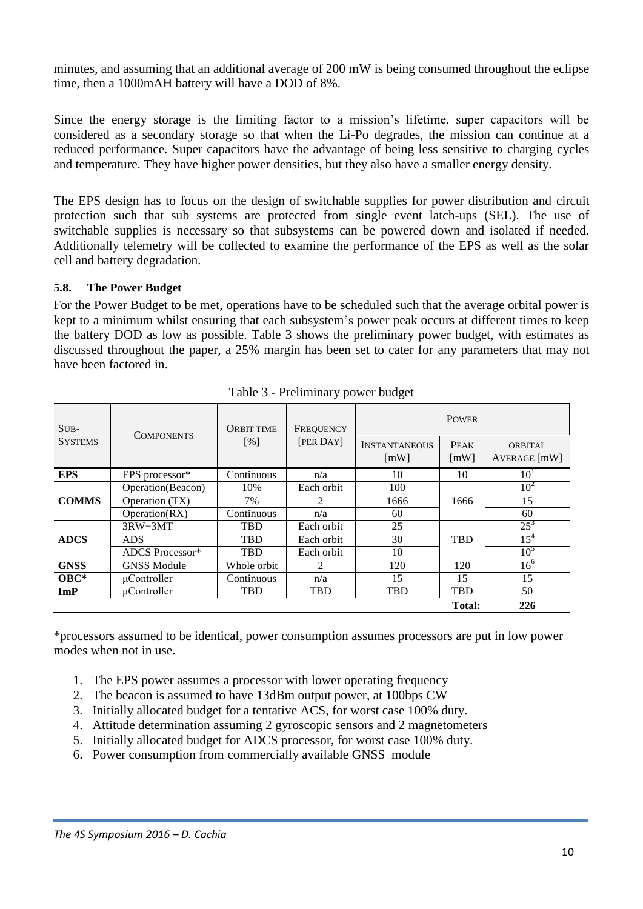minutes, and assuming that an additional average of 200 mW is being consumed throughout the eclipse time, then a 1000mAH battery will have a DOD of 8%.

Since the energy storage is the limiting factor to a mission's lifetime, super capacitors will be considered as a secondary storage so that when the Li-Po degrades, the mission can continue at a reduced performance. Super capacitors have the advantage of being less sensitive to charging cycles and temperature. They have higher power densities, but they also have a smaller energy density.

The EPS design has to focus on the design of switchable supplies for power distribution and circuit protection such that sub systems are protected from single event latch-ups (SEL). The use of switchable supplies is necessary so that subsystems can be powered down and isolated if needed. Additionally telemetry will be collected to examine the performance of the EPS as well as the solar cell and battery degradation.

### 5.8. The Power Budget

For the Power Budget to be met, operations have to be scheduled such that the average orbital power is kept to a minimum whilst ensuring that each subsystem's power peak occurs at different times to keep the battery DOD as low as possible. Table 3 shows the preliminary power budget, with estimates as discussed throughout the paper, a 25% margin has been set to cater for any parameters that may not have been factored in.

Table 3 - Preliminary power budget

| SUB-SYSTEMS | COMPONENTS | ORBIT TIME [%] | FREQUENCY [PER DAY] | POWER | | |
|---|---|---|---|---|---|---|
| | | | | INSTANTANEOUS [mW] | PEAK [mW] | ORBITAL AVERAGE [mW] |
| **EPS** | EPS processor* | Continuous | n/a | 10 | 10 | 10[1] |
| **COMMS** | Operation(Beacon) | 10% | Each orbit | 100 | 1666 | 10[2] |
| | Operation (TX) | 7% | 2 | 1666 | | 15 |
| | Operation(RX) | Continuous | n/a | 60 | | 60 |
| **ADCS** | 3RW+3MT | TBD | Each orbit | 25 | TBD | 25[3] |
| | ADS | TBD | Each orbit | 30 | | 15[4] |
| | ADCS Processor* | TBD | Each orbit | 10 | | 10[5] |
| **GNSS** | GNSS Module | Whole orbit | 2 | 120 | 120 | 16[6] |
| **OBC*** | μController | Continuous | n/a | 15 | 15 | 15 |
| **ImP** | μController | TBD | TBD | TBD | TBD | 50 |
| | | | | | **Total:** | **226** |

*processors assumed to be identical, power consumption assumes processors are put in low power modes when not in use.

1. The EPS power assumes a processor with lower operating frequency
2. The beacon is assumed to have 13dBm output power, at 100bps CW
3. Initially allocated budget for a tentative ACS, for worst case 100% duty.
4. Attitude determination assuming 2 gyroscopic sensors and 2 magnetometers
5. Initially allocated budget for ADCS processor, for worst case 100% duty.
6. Power consumption from commercially available GNSS module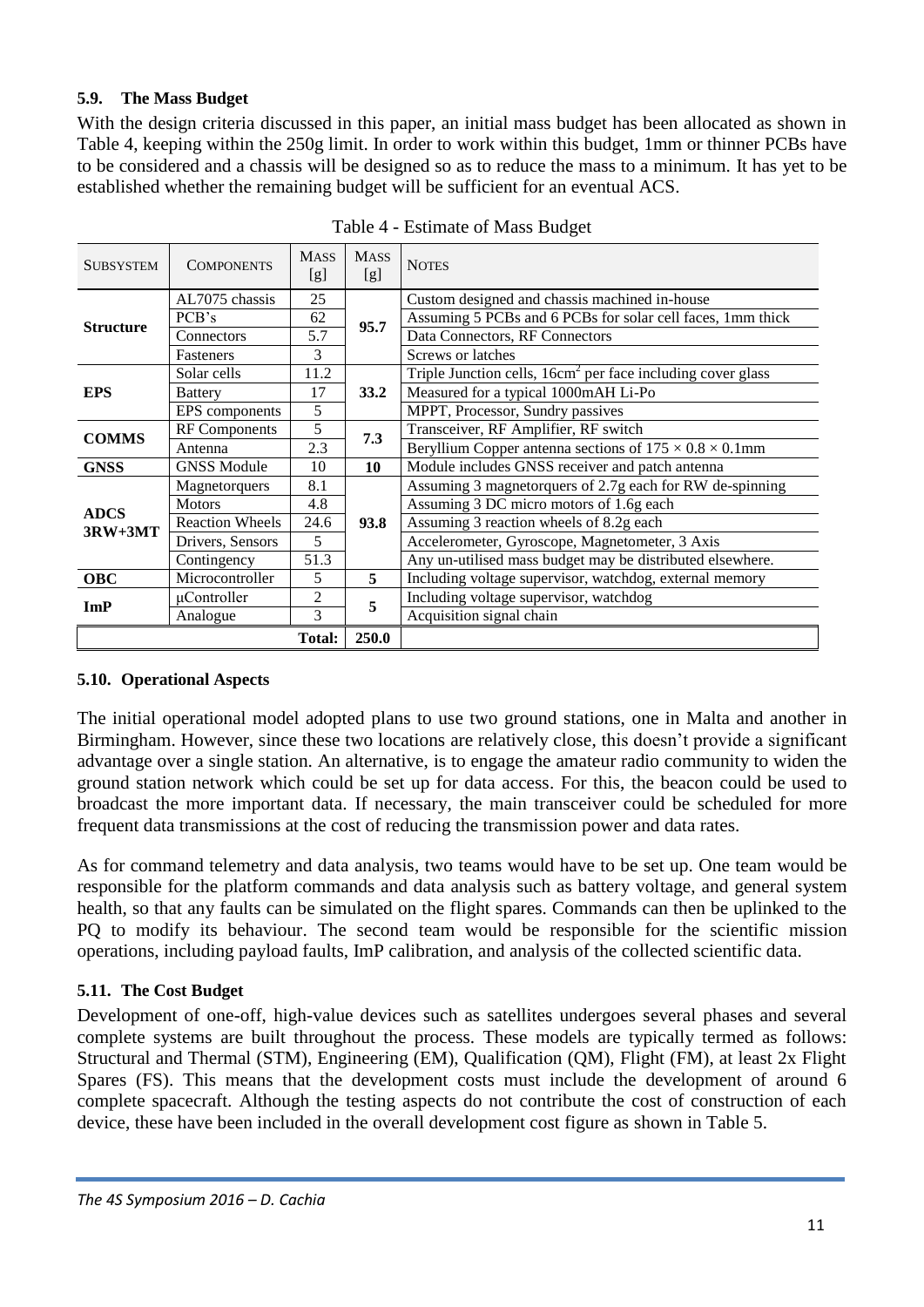### 5.9. The Mass Budget

With the design criteria discussed in this paper, an initial mass budget has been allocated as shown in Table 4, keeping within the 250g limit. In order to work within this budget, 1mm or thinner PCBs have to be considered and a chassis will be designed so as to reduce the mass to a minimum. It has yet to be established whether the remaining budget will be sufficient for an eventual ACS.

Table 4 - Estimate of Mass Budget

| SUBSYSTEM | COMPONENTS | MASS [g] | MASS [g] | NOTES |
|---|---|---|---|---|
| **Structure** | AL7075 chassis | 25 | **95.7** | Custom designed and chassis machined in-house |
| | PCB's | 62 | | Assuming 5 PCBs and 6 PCBs for solar cell faces, 1mm thick |
| | Connectors | 5.7 | | Data Connectors, RF Connectors |
| | Fasteners | 3 | | Screws or latches |
| **EPS** | Solar cells | 11.2 | **33.2** | Triple Junction cells, $16cm^2$ per face including cover glass |
| | Battery | 17 | | Measured for a typical 1000mAH Li-Po |
| | EPS components | 5 | | MPPT, Processor, Sundry passives |
| **COMMS** | RF Components | 5 | **7.3** | Transceiver, RF Amplifier, RF switch |
| | Antenna | 2.3 | | Beryllium Copper antenna sections of $175 \times 0.8 \times 0.1$mm |
| **GNSS** | GNSS Module | 10 | **10** | Module includes GNSS receiver and patch antenna |
| **ADCS 3RW+3MT** | Magnetorquers | 8.1 | **93.8** | Assuming 3 magnetorquers of 2.7g each for RW de-spinning |
| | Motors | 4.8 | | Assuming 3 DC micro motors of 1.6g each |
| | Reaction Wheels | 24.6 | | Assuming 3 reaction wheels of 8.2g each |
| | Drivers, Sensors | 5 | | Accelerometer, Gyroscope, Magnetometer, 3 Axis |
| | Contingency | 51.3 | | Any un-utilised mass budget may be distributed elsewhere. |
| **OBC** | Microcontroller | 5 | **5** | Including voltage supervisor, watchdog, external memory |
| **ImP** | µController | 2 | **5** | Including voltage supervisor, watchdog |
| | Analogue | 3 | | Acquisition signal chain |
| | | **Total:** | **250.0** | |

### 5.10. Operational Aspects

The initial operational model adopted plans to use two ground stations, one in Malta and another in Birmingham. However, since these two locations are relatively close, this doesn't provide a significant advantage over a single station. An alternative, is to engage the amateur radio community to widen the ground station network which could be set up for data access. For this, the beacon could be used to broadcast the more important data. If necessary, the main transceiver could be scheduled for more frequent data transmissions at the cost of reducing the transmission power and data rates.

As for command telemetry and data analysis, two teams would have to be set up. One team would be responsible for the platform commands and data analysis such as battery voltage, and general system health, so that any faults can be simulated on the flight spares. Commands can then be uplinked to the PQ to modify its behaviour. The second team would be responsible for the scientific mission operations, including payload faults, ImP calibration, and analysis of the collected scientific data.

### 5.11. The Cost Budget

Development of one-off, high-value devices such as satellites undergoes several phases and several complete systems are built throughout the process. These models are typically termed as follows: Structural and Thermal (STM), Engineering (EM), Qualification (QM), Flight (FM), at least 2x Flight Spares (FS). This means that the development costs must include the development of around 6 complete spacecraft. Although the testing aspects do not contribute the cost of construction of each device, these have been included in the overall development cost figure as shown in Table 5.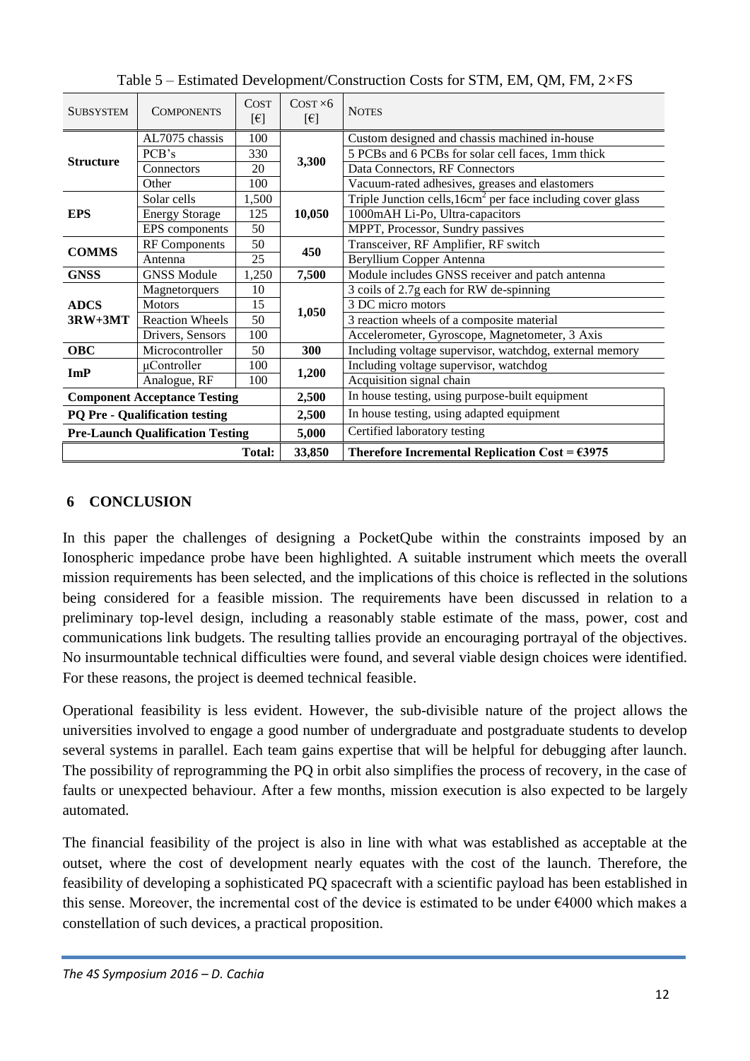Table 5 – Estimated Development/Construction Costs for STM, EM, QM, FM, 2×FS

| SUBSYSTEM | COMPONENTS | COST [€] | COST ×6 [€] | NOTES |
|---|---|---|---|---|
| **Structure** | AL7075 chassis | 100 | **3,300** | Custom designed and chassis machined in-house |
| | PCB's | 330 | | 5 PCBs and 6 PCBs for solar cell faces, 1mm thick |
| | Connectors | 20 | | Data Connectors, RF Connectors |
| | Other | 100 | | Vacuum-rated adhesives, greases and elastomers |
| **EPS** | Solar cells | 1,500 | **10,050** | Triple Junction cells, $16cm^2$ per face including cover glass |
| | Energy Storage | 125 | | 1000mAH Li-Po, Ultra-capacitors |
| | EPS components | 50 | | MPPT, Processor, Sundry passives |
| **COMMS** | RF Components | 50 | **450** | Transceiver, RF Amplifier, RF switch |
| | Antenna | 25 | | Beryllium Copper Antenna |
| **GNSS** | GNSS Module | 1,250 | **7,500** | Module includes GNSS receiver and patch antenna |
| **ADCS 3RW+3MT** | Magnetorquers | 10 | **1,050** | 3 coils of 2.7g each for RW de-spinning |
| | Motors | 15 | | 3 DC micro motors |
| | Reaction Wheels | 50 | | 3 reaction wheels of a composite material |
| | Drivers, Sensors | 100 | | Accelerometer, Gyroscope, Magnetometer, 3 Axis |
| **OBC** | Microcontroller | 50 | **300** | Including voltage supervisor, watchdog, external memory |
| **ImP** | µController | 100 | **1,200** | Including voltage supervisor, watchdog |
| | Analogue, RF | 100 | | Acquisition signal chain |
| **Component Acceptance Testing** | | | **2,500** | In house testing, using purpose-built equipment |
| **PQ Pre - Qualification testing** | | | **2,500** | In house testing, using adapted equipment |
| **Pre-Launch Qualification Testing** | | | **5,000** | Certified laboratory testing |
| | | **Total:** | **33,850** | **Therefore Incremental Replication Cost = €3975** |

## 6 CONCLUSION

In this paper the challenges of designing a PocketQube within the constraints imposed by an Ionospheric impedance probe have been highlighted. A suitable instrument which meets the overall mission requirements has been selected, and the implications of this choice is reflected in the solutions being considered for a feasible mission. The requirements have been discussed in relation to a preliminary top-level design, including a reasonably stable estimate of the mass, power, cost and communications link budgets. The resulting tallies provide an encouraging portrayal of the objectives. No insurmountable technical difficulties were found, and several viable design choices were identified. For these reasons, the project is deemed technical feasible.

Operational feasibility is less evident. However, the sub-divisible nature of the project allows the universities involved to engage a good number of undergraduate and postgraduate students to develop several systems in parallel. Each team gains expertise that will be helpful for debugging after launch. The possibility of reprogramming the PQ in orbit also simplifies the process of recovery, in the case of faults or unexpected behaviour. After a few months, mission execution is also expected to be largely automated.

The financial feasibility of the project is also in line with what was established as acceptable at the outset, where the cost of development nearly equates with the cost of the launch. Therefore, the feasibility of developing a sophisticated PQ spacecraft with a scientific payload has been established in this sense. Moreover, the incremental cost of the device is estimated to be under €4000 which makes a constellation of such devices, a practical proposition.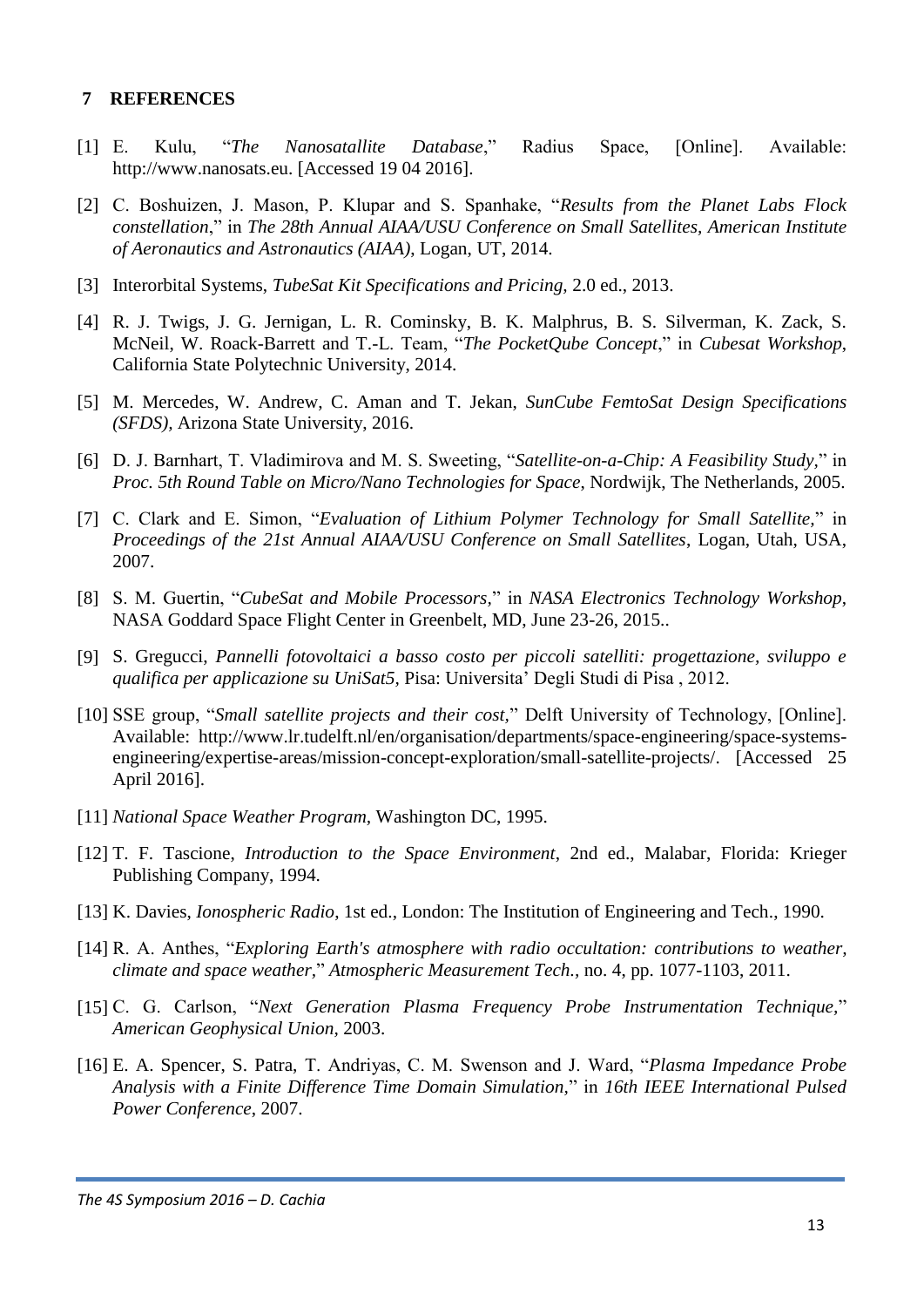## 7 REFERENCES

[1] E. Kulu, "*The Nanosatallite Database*," Radius Space, [Online]. Available: http://www.nanosats.eu. [Accessed 19 04 2016].

[2] C. Boshuizen, J. Mason, P. Klupar and S. Spanhake, "*Results from the Planet Labs Flock constellation*," in *The 28th Annual AIAA/USU Conference on Small Satellites, American Institute of Aeronautics and Astronautics (AIAA)*, Logan, UT, 2014.

[3] Interorbital Systems, *TubeSat Kit Specifications and Pricing,* 2.0 ed., 2013.

[4] R. J. Twigs, J. G. Jernigan, L. R. Cominsky, B. K. Malphrus, B. S. Silverman, K. Zack, S. McNeil, W. Roack-Barrett and T.-L. Team, "*The PocketQube Concept*," in *Cubesat Workshop*, California State Polytechnic University, 2014.

[5] M. Mercedes, W. Andrew, C. Aman and T. Jekan, *SunCube FemtoSat Design Specifications (SFDS),* Arizona State University, 2016.

[6] D. J. Barnhart, T. Vladimirova and M. S. Sweeting, "*Satellite-on-a-Chip: A Feasibility Study*," in *Proc. 5th Round Table on Micro/Nano Technologies for Space*, Nordwijk, The Netherlands, 2005.

[7] C. Clark and E. Simon, "*Evaluation of Lithium Polymer Technology for Small Satellite*," in *Proceedings of the 21st Annual AIAA/USU Conference on Small Satellites*, Logan, Utah, USA, 2007.

[8] S. M. Guertin, "*CubeSat and Mobile Processors*," in *NASA Electronics Technology Workshop*, NASA Goddard Space Flight Center in Greenbelt, MD, June 23-26, 2015..

[9] S. Gregucci, *Pannelli fotovoltaici a basso costo per piccoli satelliti: progettazione, sviluppo e qualifica per applicazione su UniSat5,* Pisa: Universita' Degli Studi di Pisa , 2012.

[10] SSE group, "*Small satellite projects and their cost*," Delft University of Technology, [Online]. Available: http://www.lr.tudelft.nl/en/organisation/departments/space-engineering/space-systems-engineering/expertise-areas/mission-concept-exploration/small-satellite-projects/. [Accessed 25 April 2016].

[11] *National Space Weather Program,* Washington DC, 1995.

[12] T. F. Tascione, *Introduction to the Space Environment*, 2nd ed., Malabar, Florida: Krieger Publishing Company, 1994.

[13] K. Davies, *Ionospheric Radio*, 1st ed., London: The Institution of Engineering and Tech., 1990.

[14] R. A. Anthes, "*Exploring Earth's atmosphere with radio occultation: contributions to weather, climate and space weather,*" *Atmospheric Measurement Tech.,* no. 4, pp. 1077-1103, 2011.

[15] C. G. Carlson, "*Next Generation Plasma Frequency Probe Instrumentation Technique*," *American Geophysical Union,* 2003.

[16] E. A. Spencer, S. Patra, T. Andriyas, C. M. Swenson and J. Ward, "*Plasma Impedance Probe Analysis with a Finite Difference Time Domain Simulation,*" in *16th IEEE International Pulsed Power Conference*, 2007.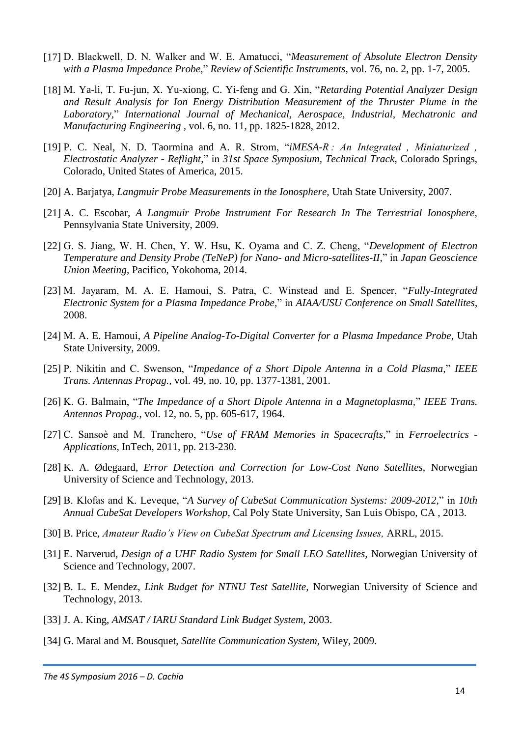[17] D. Blackwell, D. N. Walker and W. E. Amatucci, "*Measurement of Absolute Electron Density with a Plasma Impedance Probe*," *Review of Scientific Instruments*, vol. 76, no. 2, pp. 1-7, 2005.

[18] M. Ya-li, T. Fu-jun, X. Yu-xiong, C. Yi-feng and G. Xin, "*Retarding Potential Analyzer Design and Result Analysis for Ion Energy Distribution Measurement of the Thruster Plume in the Laboratory*," *International Journal of Mechanical, Aerospace, Industrial, Mechatronic and Manufacturing Engineering* , vol. 6, no. 11, pp. 1825-1828, 2012.

[19] P. C. Neal, N. D. Taormina and A. R. Strom, "*iMESA-R : An Integrated , Miniaturized , Electrostatic Analyzer - Reflight*," in *31st Space Symposium, Technical Track*, Colorado Springs, Colorado, United States of America, 2015.

[20] A. Barjatya, *Langmuir Probe Measurements in the Ionosphere,* Utah State University, 2007.

[21] A. C. Escobar, *A Langmuir Probe Instrument For Research In The Terrestrial Ionosphere,* Pennsylvania State University, 2009.

[22] G. S. Jiang, W. H. Chen, Y. W. Hsu, K. Oyama and C. Z. Cheng, "*Development of Electron Temperature and Density Probe (TeNeP) for Nano- and Micro-satellites-II*," in *Japan Geoscience Union Meeting*, Pacifico, Yokohoma, 2014.

[23] M. Jayaram, M. A. E. Hamoui, S. Patra, C. Winstead and E. Spencer, "*Fully-Integrated Electronic System for a Plasma Impedance Probe*," in *AIAA/USU Conference on Small Satellites*, 2008.

[24] M. A. E. Hamoui, *A Pipeline Analog-To-Digital Converter for a Plasma Impedance Probe,* Utah State University, 2009.

[25] P. Nikitin and C. Swenson, "*Impedance of a Short Dipole Antenna in a Cold Plasma*," *IEEE Trans. Antennas Propag.*, vol. 49, no. 10, pp. 1377-1381, 2001.

[26] K. G. Balmain, "*The Impedance of a Short Dipole Antenna in a Magnetoplasma*," *IEEE Trans. Antennas Propag.*, vol. 12, no. 5, pp. 605-617, 1964.

[27] C. Sansoè and M. Tranchero, "*Use of FRAM Memories in Spacecrafts*," in *Ferroelectrics - Applications*, InTech, 2011, pp. 213-230.

[28] K. A. Ødegaard, *Error Detection and Correction for Low-Cost Nano Satellites,* Norwegian University of Science and Technology, 2013.

[29] B. Klofas and K. Leveque, "*A Survey of CubeSat Communication Systems: 2009-2012*," in *10th Annual CubeSat Developers Workshop*, Cal Poly State University, San Luis Obispo, CA , 2013.

[30] B. Price, *Amateur Radio's View on CubeSat Spectrum and Licensing Issues,* ARRL, 2015.

[31] E. Narverud, *Design of a UHF Radio System for Small LEO Satellites,* Norwegian University of Science and Technology, 2007.

[32] B. L. E. Mendez, *Link Budget for NTNU Test Satellite,* Norwegian University of Science and Technology, 2013.

[33] J. A. King, *AMSAT / IARU Standard Link Budget System,* 2003.

[34] G. Maral and M. Bousquet, *Satellite Communication System,* Wiley, 2009.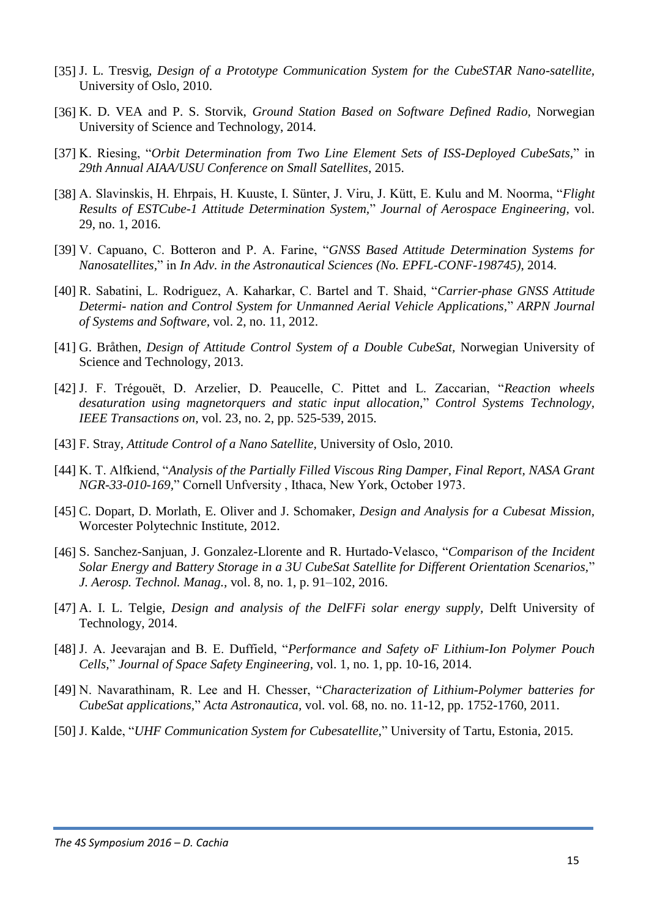[35] J. L. Tresvig, *Design of a Prototype Communication System for the CubeSTAR Nano-satellite,* University of Oslo, 2010.

[36] K. D. VEA and P. S. Storvik, *Ground Station Based on Software Defined Radio,* Norwegian University of Science and Technology, 2014.

[37] K. Riesing, "*Orbit Determination from Two Line Element Sets of ISS-Deployed CubeSats,*" in *29th Annual AIAA/USU Conference on Small Satellites*, 2015.

[38] A. Slavinskis, H. Ehrpais, H. Kuuste, I. Sünter, J. Viru, J. Kütt, E. Kulu and M. Noorma, "*Flight Results of ESTCube-1 Attitude Determination System,*" *Journal of Aerospace Engineering,* vol. 29, no. 1, 2016.

[39] V. Capuano, C. Botteron and P. A. Farine, "*GNSS Based Attitude Determination Systems for Nanosatellites,*" in *In Adv. in the Astronautical Sciences (No. EPFL-CONF-198745)*, 2014.

[40] R. Sabatini, L. Rodriguez, A. Kaharkar, C. Bartel and T. Shaid, "*Carrier-phase GNSS Attitude Determi- nation and Control System for Unmanned Aerial Vehicle Applications,*" *ARPN Journal of Systems and Software*, vol. 2, no. 11, 2012.

[41] G. Bråthen, *Design of Attitude Control System of a Double CubeSat,* Norwegian University of Science and Technology, 2013.

[42] J. F. Trégouët, D. Arzelier, D. Peaucelle, C. Pittet and L. Zaccarian, "*Reaction wheels desaturation using magnetorquers and static input allocation,*" *Control Systems Technology, IEEE Transactions on,* vol. 23, no. 2, pp. 525-539, 2015.

[43] F. Stray, *Attitude Control of a Nano Satellite,* University of Oslo, 2010.

[44] K. T. Alfkiend, "*Analysis of the Partially Filled Viscous Ring Damper, Final Report, NASA Grant NGR-33-010-169,*" Cornell Unfversity , Ithaca, New York, October 1973.

[45] C. Dopart, D. Morlath, E. Oliver and J. Schomaker, *Design and Analysis for a Cubesat Mission,* Worcester Polytechnic Institute, 2012.

[46] S. Sanchez-Sanjuan, J. Gonzalez-Llorente and R. Hurtado-Velasco, "*Comparison of the Incident Solar Energy and Battery Storage in a 3U CubeSat Satellite for Different Orientation Scenarios,*" *J. Aerosp. Technol. Manag.,* vol. 8, no. 1, p. 91–102, 2016.

[47] A. I. L. Telgie, *Design and analysis of the DelFFi solar energy supply,* Delft University of Technology, 2014.

[48] J. A. Jeevarajan and B. E. Duffield, "*Performance and Safety oF Lithium-Ion Polymer Pouch Cells,*" *Journal of Space Safety Engineering,* vol. 1, no. 1, pp. 10-16, 2014.

[49] N. Navarathinam, R. Lee and H. Chesser, "*Characterization of Lithium-Polymer batteries for CubeSat applications,*" *Acta Astronautica,* vol. vol. 68, no. no. 11-12, pp. 1752-1760, 2011.

[50] J. Kalde, "*UHF Communication System for Cubesatellite,*" University of Tartu, Estonia, 2015.